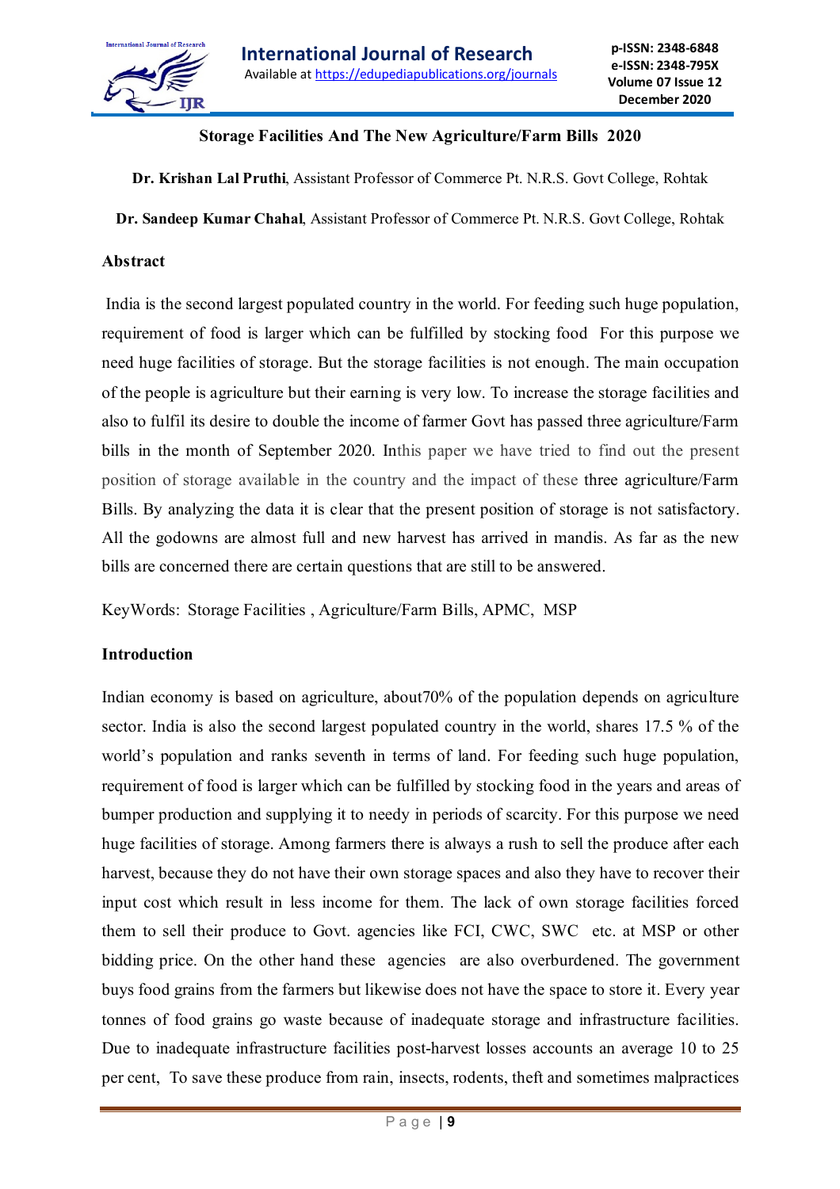# Storage Facilities And The New Agriculture/Farm Bills 2020

**Dr. Krishan Lal Pruthi**, Assistant Professor of Commerce Pt. N.R.S. Govt College, Rohtak

**Dr. Sandeep Kumar Chahal**, Assistant Professor of Commerce Pt. N.R.S. Govt College, Rohtak

## Abstract

India is the second largest populated country in the world. For feeding such huge population, requirement of food is larger which can be fulfilled by stocking food For this purpose we need huge facilities of storage. But the storage facilities is not enough. The main occupation of the people is agriculture but their earning is very low. To increase the storage facilities and also to fulfil its desire to double the income of farmer Govt has passed three agriculture/Farm bills in the month of September 2020. Inthis paper we have tried to find out the present position of storage available in the country and the impact of these three agriculture/Farm Bills. By analyzing the data it is clear that the present position of storage is not satisfactory. All the godowns are almost full and new harvest has arrived in mandis. As far as the new bills are concerned there are certain questions that are still to be answered.

KeyWords: Storage Facilities , Agriculture/Farm Bills, APMC, MSP

## Introduction

Indian economy is based on agriculture, about70% of the population depends on agriculture sector. India is also the second largest populated country in the world, shares 17.5 % of the world's population and ranks seventh in terms of land. For feeding such huge population, requirement of food is larger which can be fulfilled by stocking food in the years and areas of bumper production and supplying it to needy in periods of scarcity. For this purpose we need huge facilities of storage. Among farmers there is always a rush to sell the produce after each harvest, because they do not have their own storage spaces and also they have to recover their input cost which result in less income for them. The lack of own storage facilities forced them to sell their produce to Govt. agencies like FCI, CWC, SWC etc. at MSP or other bidding price. On the other hand these agencies are also overburdened. The government buys food grains from the farmers but likewise does not have the space to store it. Every year tonnes of food grains go waste because of inadequate storage and infrastructure facilities. Due to inadequate infrastructure facilities post-harvest losses accounts an average 10 to 25 per cent, To save these produce from rain, insects, rodents, theft and sometimes malpractices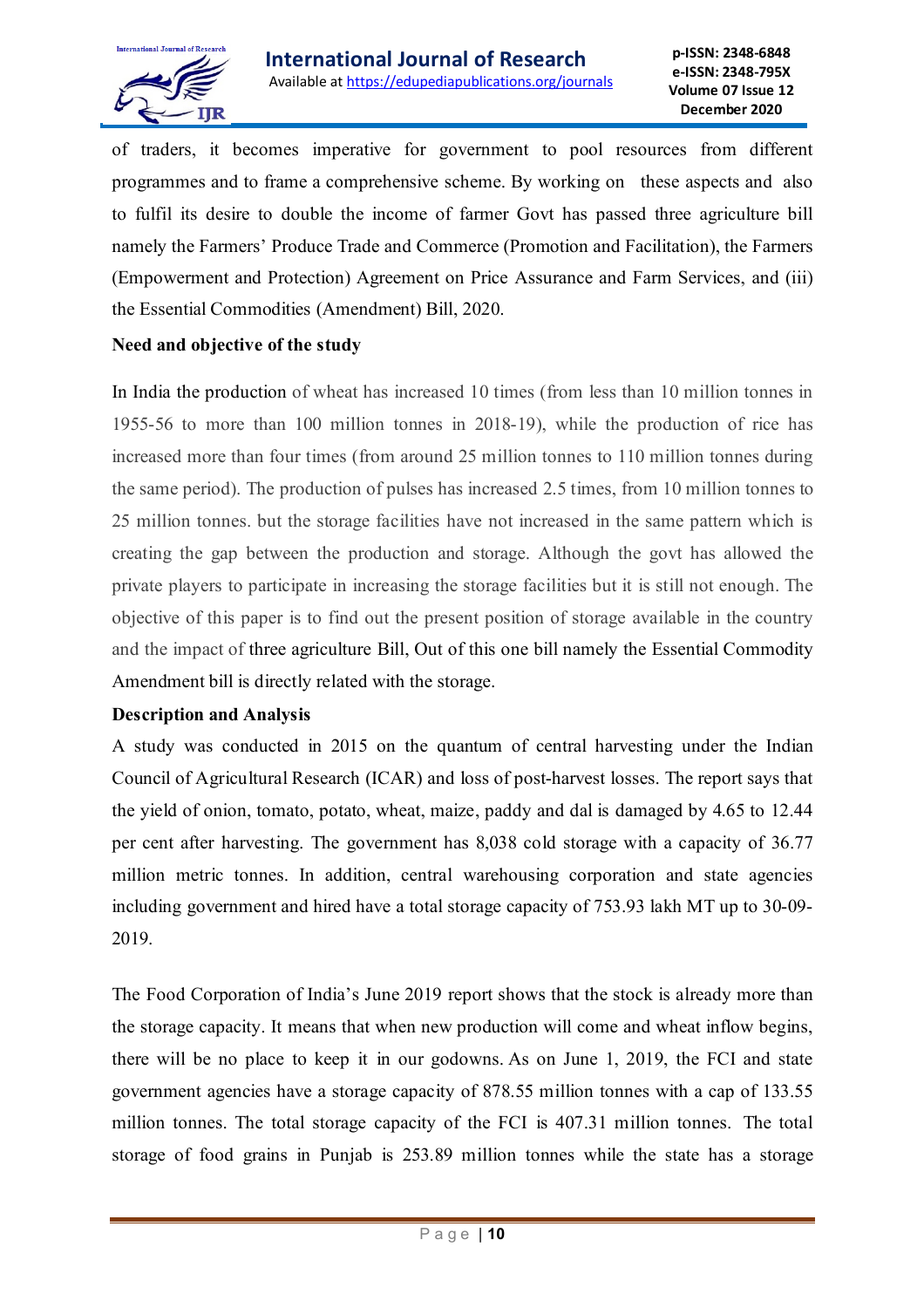of traders, it becomes imperative for government to pool resources from different programmes and to frame a comprehensive scheme. By working on these aspects and also to fulfil its desire to double the income of farmer Govt has passed three agriculture bill namely the Farmers' Produce Trade and Commerce (Promotion and Facilitation), the Farmers (Empowerment and Protection) Agreement on Price Assurance and Farm Services, and (iii) the Essential Commodities (Amendment) Bill, 2020.

**Need and objective of the study**

In India the production of wheat has increased 10 times (from less than 10 million tonnes in 1955-56 to more than 100 million tonnes in 2018-19), while the production of rice has increased more than four times (from around 25 million tonnes to 110 million tonnes during the same period). The production of pulses has increased 2.5 times, from 10 million tonnes to 25 million tonnes. but the storage facilities have not increased in the same pattern which is creating the gap between the production and storage. Although the govt has allowed the private players to participate in increasing the storage facilities but it is still not enough. The objective of this paper is to find out the present position of storage available in the country and the impact of three agriculture Bill, Out of this one bill namely the Essential Commodity Amendment bill is directly related with the storage.

**Description and Analysis**

A study was conducted in 2015 on the quantum of central harvesting under the Indian Council of Agricultural Research (ICAR) and loss of post-harvest losses. The report says that the yield of onion, tomato, potato, wheat, maize, paddy and dal is damaged by 4.65 to 12.44 per cent after harvesting. The government has 8,038 cold storage with a capacity of 36.77 million metric tonnes. In addition, central warehousing corporation and state agencies including government and hired have a total storage capacity of 753.93 lakh MT up to 30-09-2019.

The Food Corporation of India's June 2019 report shows that the stock is already more than the storage capacity. It means that when new production will come and wheat inflow begins, there will be no place to keep it in our godowns. As on June 1, 2019, the FCI and state government agencies have a storage capacity of 878.55 million tonnes with a cap of 133.55 million tonnes. The total storage capacity of the FCI is 407.31 million tonnes. The total storage of food grains in Punjab is 253.89 million tonnes while the state has a storage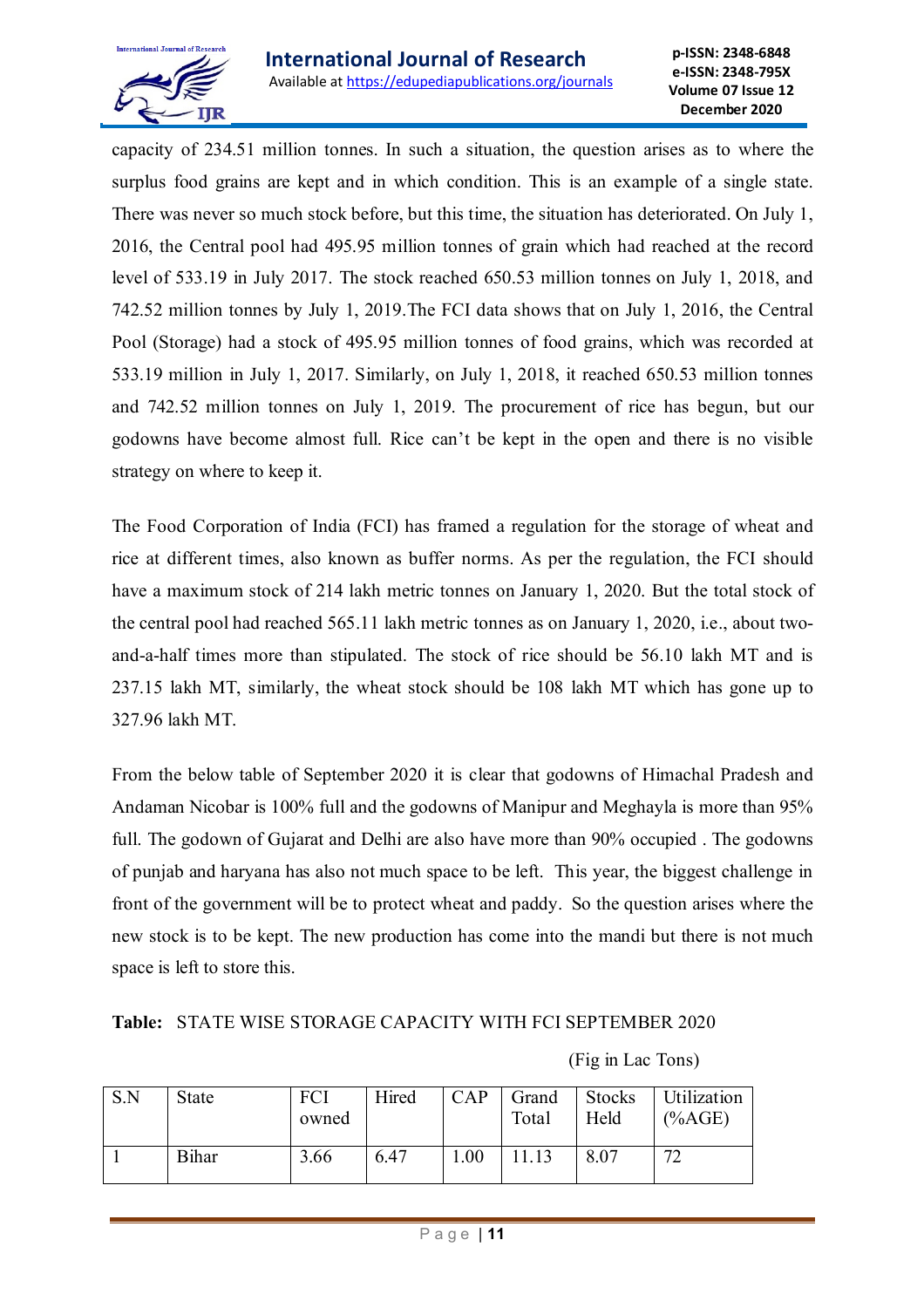capacity of 234.51 million tonnes. In such a situation, the question arises as to where the surplus food grains are kept and in which condition. This is an example of a single state. There was never so much stock before, but this time, the situation has deteriorated. On July 1, 2016, the Central pool had 495.95 million tonnes of grain which had reached at the record level of 533.19 in July 2017. The stock reached 650.53 million tonnes on July 1, 2018, and 742.52 million tonnes by July 1, 2019.The FCI data shows that on July 1, 2016, the Central Pool (Storage) had a stock of 495.95 million tonnes of food grains, which was recorded at 533.19 million in July 1, 2017. Similarly, on July 1, 2018, it reached 650.53 million tonnes and 742.52 million tonnes on July 1, 2019. The procurement of rice has begun, but our godowns have become almost full. Rice can't be kept in the open and there is no visible strategy on where to keep it.

The Food Corporation of India (FCI) has framed a regulation for the storage of wheat and rice at different times, also known as buffer norms. As per the regulation, the FCI should have a maximum stock of 214 lakh metric tonnes on January 1, 2020. But the total stock of the central pool had reached 565.11 lakh metric tonnes as on January 1, 2020, i.e., about two-and-a-half times more than stipulated. The stock of rice should be 56.10 lakh MT and is 237.15 lakh MT, similarly, the wheat stock should be 108 lakh MT which has gone up to 327.96 lakh MT.

From the below table of September 2020 it is clear that godowns of Himachal Pradesh and Andaman Nicobar is 100% full and the godowns of Manipur and Meghayla is more than 95% full. The godown of Gujarat and Delhi are also have more than 90% occupied . The godowns of punjab and haryana has also not much space to be left. This year, the biggest challenge in front of the government will be to protect wheat and paddy. So the question arises where the new stock is to be kept. The new production has come into the mandi but there is not much space is left to store this.

**Table:** STATE WISE STORAGE CAPACITY WITH FCI SEPTEMBER 2020

(Fig in Lac Tons)

| S.N | State | FCI owned | Hired | CAP | Grand Total | Stocks Held | Utilization (%AGE) |
|---|---|---|---|---|---|---|---|
| 1 | Bihar | 3.66 | 6.47 | 1.00 | 11.13 | 8.07 | 72 |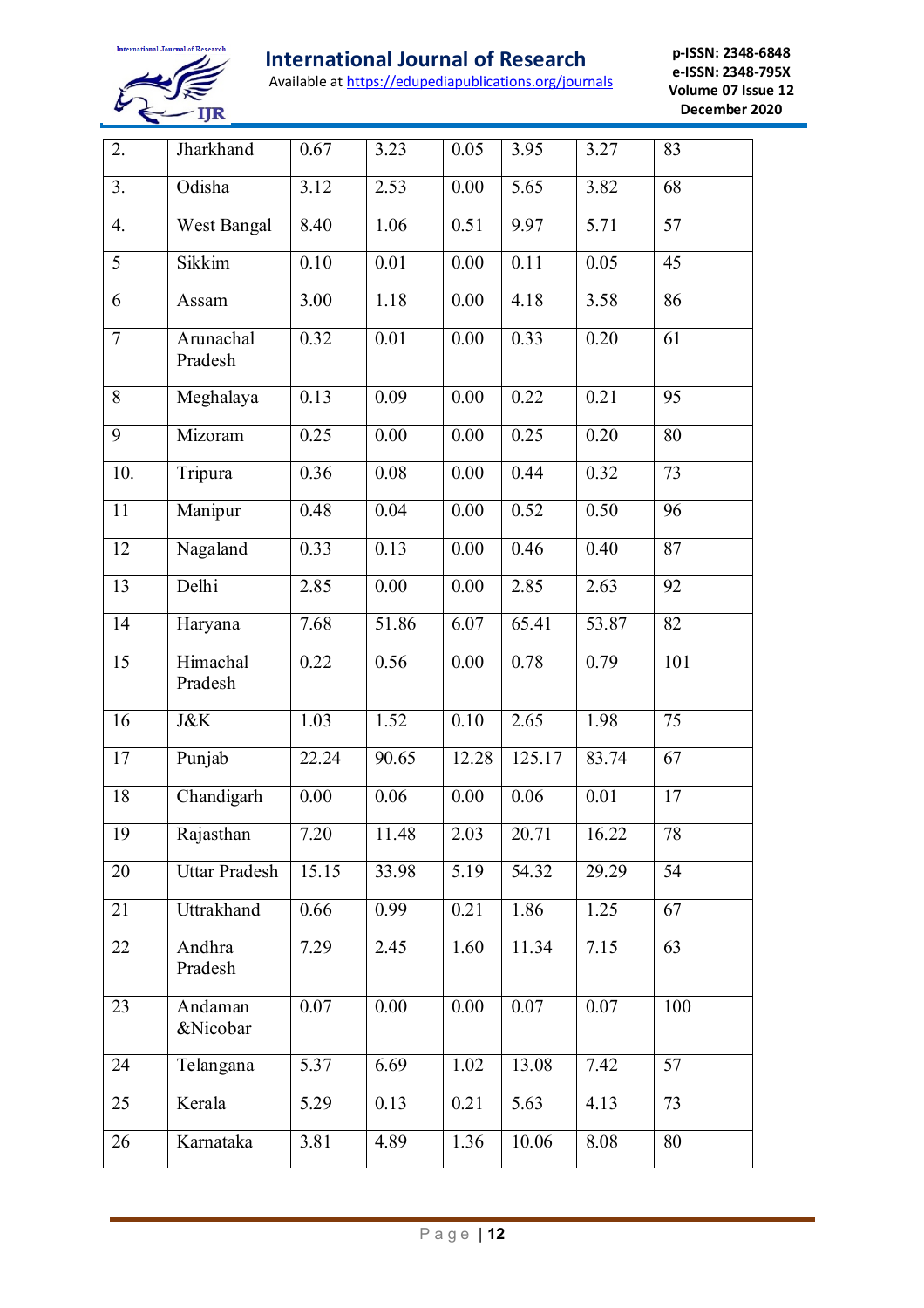| 2. | Jharkhand | 0.67 | 3.23 | 0.05 | 3.95 | 3.27 | 83 |
|---|---|---|---|---|---|---|---|
| 3. | Odisha | 3.12 | 2.53 | 0.00 | 5.65 | 3.82 | 68 |
| 4. | West Bangal | 8.40 | 1.06 | 0.51 | 9.97 | 5.71 | 57 |
| 5 | Sikkim | 0.10 | 0.01 | 0.00 | 0.11 | 0.05 | 45 |
| 6 | Assam | 3.00 | 1.18 | 0.00 | 4.18 | 3.58 | 86 |
| 7 | Arunachal Pradesh | 0.32 | 0.01 | 0.00 | 0.33 | 0.20 | 61 |
| 8 | Meghalaya | 0.13 | 0.09 | 0.00 | 0.22 | 0.21 | 95 |
| 9 | Mizoram | 0.25 | 0.00 | 0.00 | 0.25 | 0.20 | 80 |
| 10. | Tripura | 0.36 | 0.08 | 0.00 | 0.44 | 0.32 | 73 |
| 11 | Manipur | 0.48 | 0.04 | 0.00 | 0.52 | 0.50 | 96 |
| 12 | Nagaland | 0.33 | 0.13 | 0.00 | 0.46 | 0.40 | 87 |
| 13 | Delhi | 2.85 | 0.00 | 0.00 | 2.85 | 2.63 | 92 |
| 14 | Haryana | 7.68 | 51.86 | 6.07 | 65.41 | 53.87 | 82 |
| 15 | Himachal Pradesh | 0.22 | 0.56 | 0.00 | 0.78 | 0.79 | 101 |
| 16 | J&K | 1.03 | 1.52 | 0.10 | 2.65 | 1.98 | 75 |
| 17 | Punjab | 22.24 | 90.65 | 12.28 | 125.17 | 83.74 | 67 |
| 18 | Chandigarh | 0.00 | 0.06 | 0.00 | 0.06 | 0.01 | 17 |
| 19 | Rajasthan | 7.20 | 11.48 | 2.03 | 20.71 | 16.22 | 78 |
| 20 | Uttar Pradesh | 15.15 | 33.98 | 5.19 | 54.32 | 29.29 | 54 |
| 21 | Uttrakhand | 0.66 | 0.99 | 0.21 | 1.86 | 1.25 | 67 |
| 22 | Andhra Pradesh | 7.29 | 2.45 | 1.60 | 11.34 | 7.15 | 63 |
| 23 | Andaman &Nicobar | 0.07 | 0.00 | 0.00 | 0.07 | 0.07 | 100 |
| 24 | Telangana | 5.37 | 6.69 | 1.02 | 13.08 | 7.42 | 57 |
| 25 | Kerala | 5.29 | 0.13 | 0.21 | 5.63 | 4.13 | 73 |
| 26 | Karnataka | 3.81 | 4.89 | 1.36 | 10.06 | 8.08 | 80 |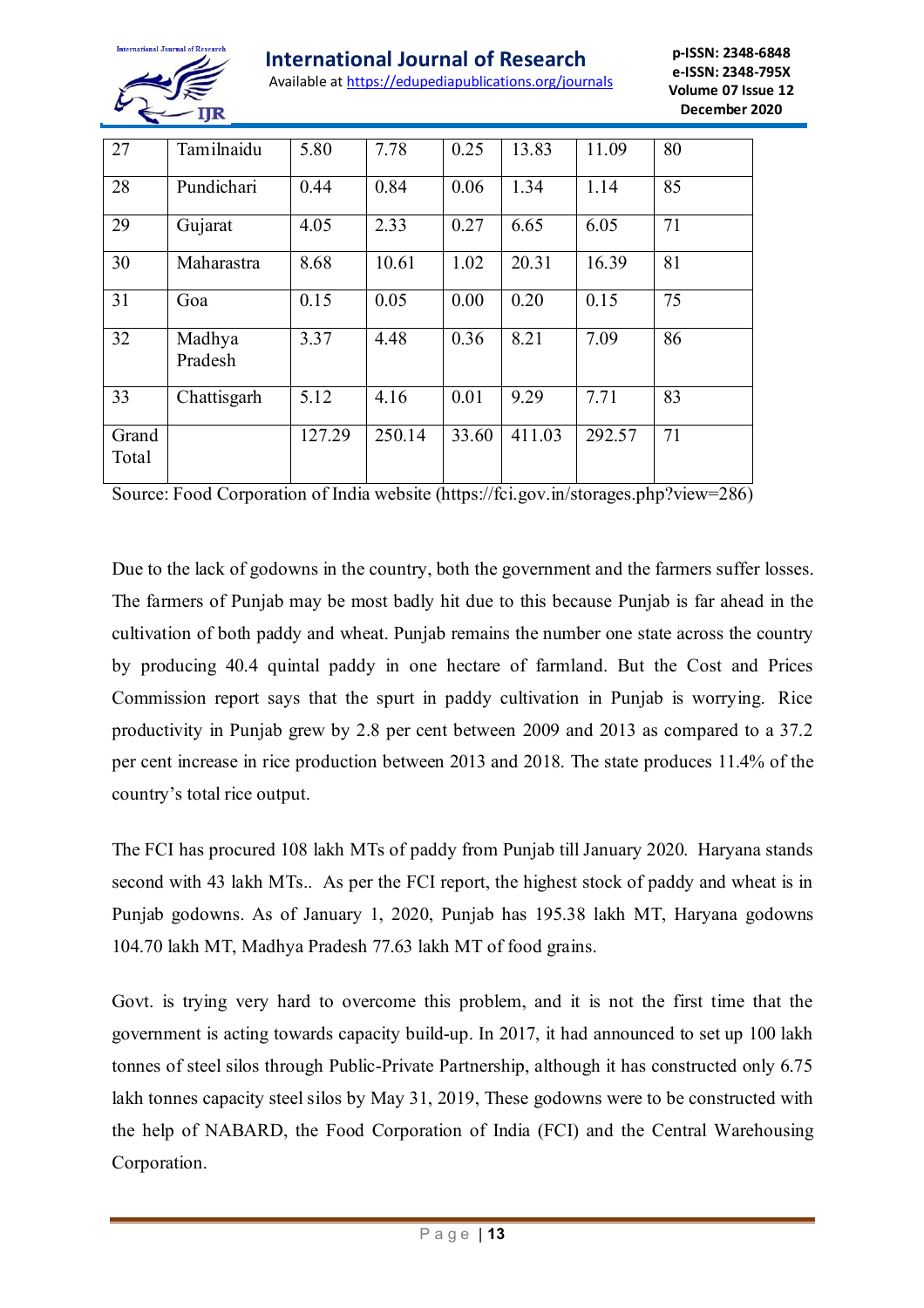| 27 | Tamilnaidu | 5.80 | 7.78 | 0.25 | 13.83 | 11.09 | 80 |
|---|---|---|---|---|---|---|---|
| 28 | Pundichari | 0.44 | 0.84 | 0.06 | 1.34 | 1.14 | 85 |
| 29 | Gujarat | 4.05 | 2.33 | 0.27 | 6.65 | 6.05 | 71 |
| 30 | Maharastra | 8.68 | 10.61 | 1.02 | 20.31 | 16.39 | 81 |
| 31 | Goa | 0.15 | 0.05 | 0.00 | 0.20 | 0.15 | 75 |
| 32 | Madhya Pradesh | 3.37 | 4.48 | 0.36 | 8.21 | 7.09 | 86 |
| 33 | Chattisgarh | 5.12 | 4.16 | 0.01 | 9.29 | 7.71 | 83 |
| Grand Total | | 127.29 | 250.14 | 33.60 | 411.03 | 292.57 | 71 |

Source: Food Corporation of India website (https://fci.gov.in/storages.php?view=286)

Due to the lack of godowns in the country, both the government and the farmers suffer losses. The farmers of Punjab may be most badly hit due to this because Punjab is far ahead in the cultivation of both paddy and wheat. Punjab remains the number one state across the country by producing 40.4 quintal paddy in one hectare of farmland. But the Cost and Prices Commission report says that the spurt in paddy cultivation in Punjab is worrying. Rice productivity in Punjab grew by 2.8 per cent between 2009 and 2013 as compared to a 37.2 per cent increase in rice production between 2013 and 2018. The state produces 11.4% of the country's total rice output.

The FCI has procured 108 lakh MTs of paddy from Punjab till January 2020. Haryana stands second with 43 lakh MTs.. As per the FCI report, the highest stock of paddy and wheat is in Punjab godowns. As of January 1, 2020, Punjab has 195.38 lakh MT, Haryana godowns 104.70 lakh MT, Madhya Pradesh 77.63 lakh MT of food grains.

Govt. is trying very hard to overcome this problem, and it is not the first time that the government is acting towards capacity build-up. In 2017, it had announced to set up 100 lakh tonnes of steel silos through Public-Private Partnership, although it has constructed only 6.75 lakh tonnes capacity steel silos by May 31, 2019, These godowns were to be constructed with the help of NABARD, the Food Corporation of India (FCI) and the Central Warehousing Corporation.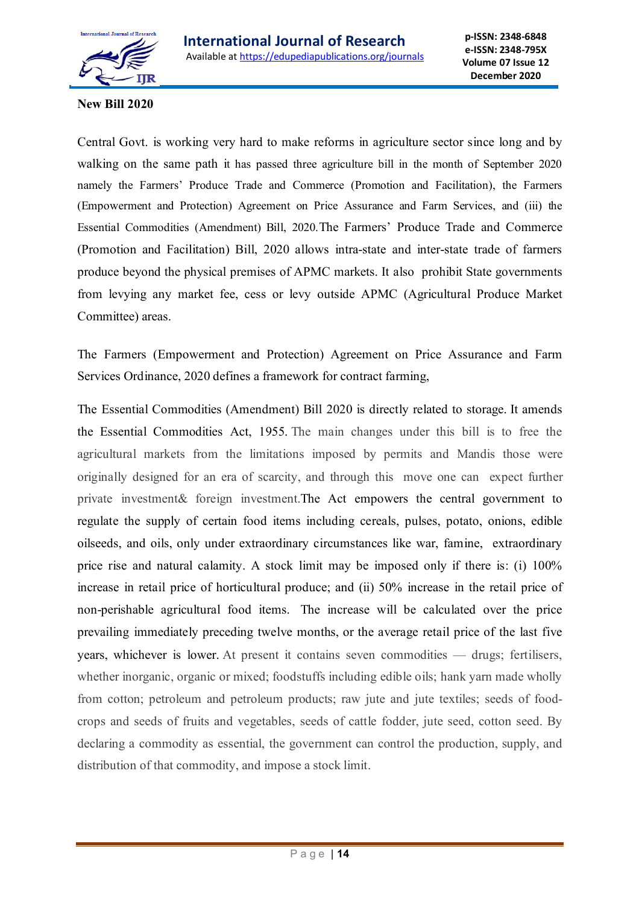**New Bill 2020**

Central Govt. is working very hard to make reforms in agriculture sector since long and by walking on the same path it has passed three agriculture bill in the month of September 2020 namely the Farmers' Produce Trade and Commerce (Promotion and Facilitation), the Farmers (Empowerment and Protection) Agreement on Price Assurance and Farm Services, and (iii) the Essential Commodities (Amendment) Bill, 2020.The Farmers' Produce Trade and Commerce (Promotion and Facilitation) Bill, 2020 allows intra-state and inter-state trade of farmers produce beyond the physical premises of APMC markets. It also prohibit State governments from levying any market fee, cess or levy outside APMC (Agricultural Produce Market Committee) areas.

The Farmers (Empowerment and Protection) Agreement on Price Assurance and Farm Services Ordinance, 2020 defines a framework for contract farming,

The Essential Commodities (Amendment) Bill 2020 is directly related to storage. It amends the Essential Commodities Act, 1955. The main changes under this bill is to free the agricultural markets from the limitations imposed by permits and Mandis those were originally designed for an era of scarcity, and through this move one can expect further private investment& foreign investment.The Act empowers the central government to regulate the supply of certain food items including cereals, pulses, potato, onions, edible oilseeds, and oils, only under extraordinary circumstances like war, famine, extraordinary price rise and natural calamity. A stock limit may be imposed only if there is: (i) 100% increase in retail price of horticultural produce; and (ii) 50% increase in the retail price of non-perishable agricultural food items. The increase will be calculated over the price prevailing immediately preceding twelve months, or the average retail price of the last five years, whichever is lower. At present it contains seven commodities — drugs; fertilisers, whether inorganic, organic or mixed; foodstuffs including edible oils; hank yarn made wholly from cotton; petroleum and petroleum products; raw jute and jute textiles; seeds of food-crops and seeds of fruits and vegetables, seeds of cattle fodder, jute seed, cotton seed. By declaring a commodity as essential, the government can control the production, supply, and distribution of that commodity, and impose a stock limit.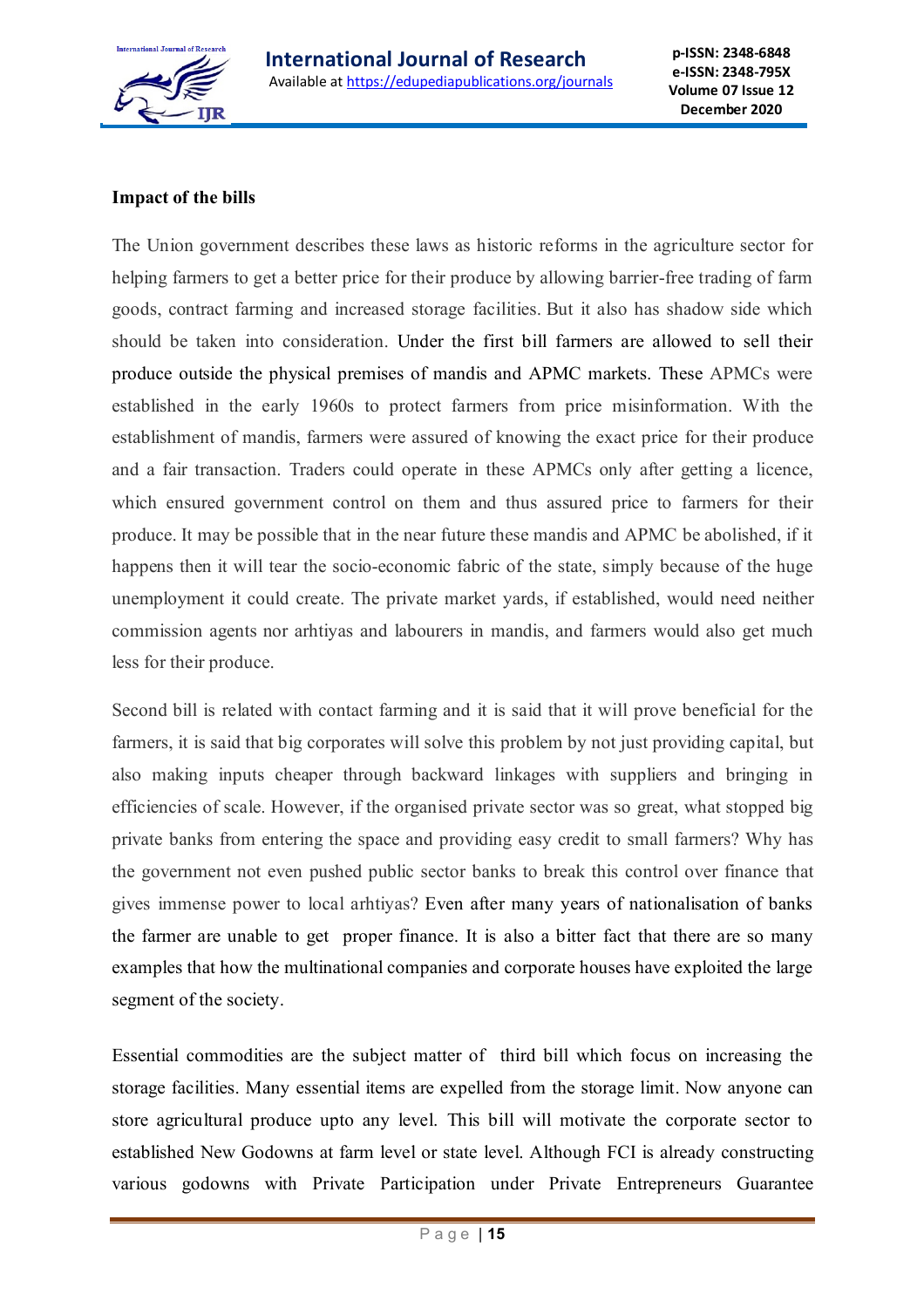**Impact of the bills**

The Union government describes these laws as historic reforms in the agriculture sector for helping farmers to get a better price for their produce by allowing barrier-free trading of farm goods, contract farming and increased storage facilities. But it also has shadow side which should be taken into consideration. Under the first bill farmers are allowed to sell their produce outside the physical premises of mandis and APMC markets. These APMCs were established in the early 1960s to protect farmers from price misinformation. With the establishment of mandis, farmers were assured of knowing the exact price for their produce and a fair transaction. Traders could operate in these APMCs only after getting a licence, which ensured government control on them and thus assured price to farmers for their produce. It may be possible that in the near future these mandis and APMC be abolished, if it happens then it will tear the socio-economic fabric of the state, simply because of the huge unemployment it could create. The private market yards, if established, would need neither commission agents nor arhtiyas and labourers in mandis, and farmers would also get much less for their produce.

Second bill is related with contact farming and it is said that it will prove beneficial for the farmers, it is said that big corporates will solve this problem by not just providing capital, but also making inputs cheaper through backward linkages with suppliers and bringing in efficiencies of scale. However, if the organised private sector was so great, what stopped big private banks from entering the space and providing easy credit to small farmers? Why has the government not even pushed public sector banks to break this control over finance that gives immense power to local arhtiyas? Even after many years of nationalisation of banks the farmer are unable to get proper finance. It is also a bitter fact that there are so many examples that how the multinational companies and corporate houses have exploited the large segment of the society.

Essential commodities are the subject matter of third bill which focus on increasing the storage facilities. Many essential items are expelled from the storage limit. Now anyone can store agricultural produce upto any level. This bill will motivate the corporate sector to established New Godowns at farm level or state level. Although FCI is already constructing various godowns with Private Participation under Private Entrepreneurs Guarantee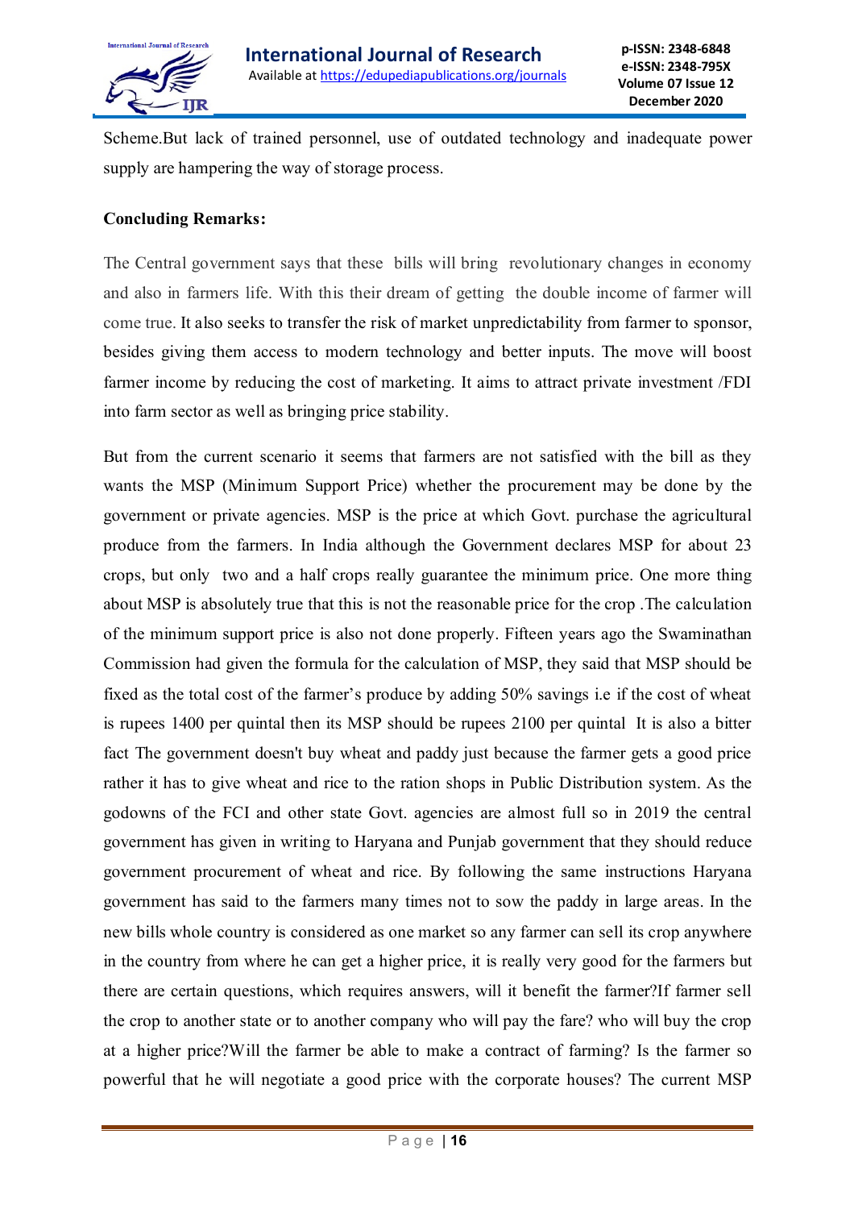Scheme.But lack of trained personnel, use of outdated technology and inadequate power supply are hampering the way of storage process.

**Concluding Remarks:**

The Central government says that these bills will bring revolutionary changes in economy and also in farmers life. With this their dream of getting the double income of farmer will come true. It also seeks to transfer the risk of market unpredictability from farmer to sponsor, besides giving them access to modern technology and better inputs. The move will boost farmer income by reducing the cost of marketing. It aims to attract private investment /FDI into farm sector as well as bringing price stability.

But from the current scenario it seems that farmers are not satisfied with the bill as they wants the MSP (Minimum Support Price) whether the procurement may be done by the government or private agencies. MSP is the price at which Govt. purchase the agricultural produce from the farmers. In India although the Government declares MSP for about 23 crops, but only two and a half crops really guarantee the minimum price. One more thing about MSP is absolutely true that this is not the reasonable price for the crop .The calculation of the minimum support price is also not done properly. Fifteen years ago the Swaminathan Commission had given the formula for the calculation of MSP, they said that MSP should be fixed as the total cost of the farmer's produce by adding 50% savings i.e if the cost of wheat is rupees 1400 per quintal then its MSP should be rupees 2100 per quintal It is also a bitter fact The government doesn't buy wheat and paddy just because the farmer gets a good price rather it has to give wheat and rice to the ration shops in Public Distribution system. As the godowns of the FCI and other state Govt. agencies are almost full so in 2019 the central government has given in writing to Haryana and Punjab government that they should reduce government procurement of wheat and rice. By following the same instructions Haryana government has said to the farmers many times not to sow the paddy in large areas. In the new bills whole country is considered as one market so any farmer can sell its crop anywhere in the country from where he can get a higher price, it is really very good for the farmers but there are certain questions, which requires answers, will it benefit the farmer?If farmer sell the crop to another state or to another company who will pay the fare? who will buy the crop at a higher price?Will the farmer be able to make a contract of farming? Is the farmer so powerful that he will negotiate a good price with the corporate houses? The current MSP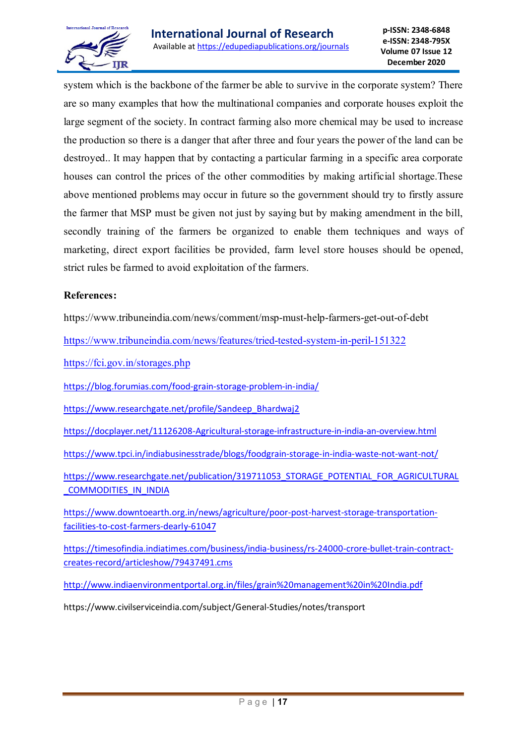system which is the backbone of the farmer be able to survive in the corporate system? There are so many examples that how the multinational companies and corporate houses exploit the large segment of the society. In contract farming also more chemical may be used to increase the production so there is a danger that after three and four years the power of the land can be destroyed.. It may happen that by contacting a particular farming in a specific area corporate houses can control the prices of the other commodities by making artificial shortage.These above mentioned problems may occur in future so the government should try to firstly assure the farmer that MSP must be given not just by saying but by making amendment in the bill, secondly training of the farmers be organized to enable them techniques and ways of marketing, direct export facilities be provided, farm level store houses should be opened, strict rules be farmed to avoid exploitation of the farmers.

**References:**

https://www.tribuneindia.com/news/comment/msp-must-help-farmers-get-out-of-debt

https://www.tribuneindia.com/news/features/tried-tested-system-in-peril-151322

https://fci.gov.in/storages.php

https://blog.forumias.com/food-grain-storage-problem-in-india/

https://www.researchgate.net/profile/Sandeep_Bhardwaj2

https://docplayer.net/11126208-Agricultural-storage-infrastructure-in-india-an-overview.html

https://www.tpci.in/indiabusinesstrade/blogs/foodgrain-storage-in-india-waste-not-want-not/

https://www.researchgate.net/publication/319711053_STORAGE_POTENTIAL_FOR_AGRICULTURAL_COMMODITIES_IN_INDIA

https://www.downtoearth.org.in/news/agriculture/poor-post-harvest-storage-transportation-facilities-to-cost-farmers-dearly-61047

https://timesofindia.indiatimes.com/business/india-business/rs-24000-crore-bullet-train-contract-creates-record/articleshow/79437491.cms

http://www.indiaenvironmentportal.org.in/files/grain%20management%20in%20India.pdf

https://www.civilserviceindia.com/subject/General-Studies/notes/transport